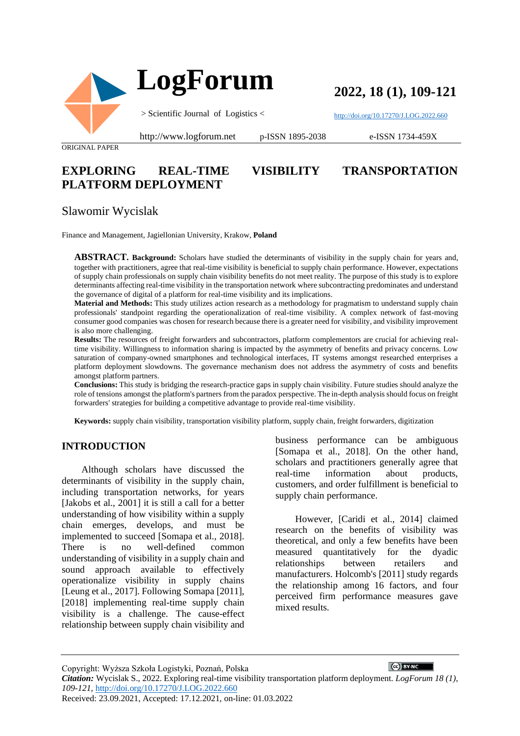ORIGINAL PAPER

# EXPLORING REAL-TIME VISIBILITY TRANSPORTATION PLATFORM DEPLOYMENT

Slawomir Wycislak

Finance and Management, Jagiellonian University, Krakow, **Poland**

**ABSTRACT. Background:** Scholars have studied the determinants of visibility in the supply chain for years and, together with practitioners, agree that real-time visibility is beneficial to supply chain performance. However, expectations of supply chain professionals on supply chain visibility benefits do not meet reality. The purpose of this study is to explore determinants affecting real-time visibility in the transportation network where subcontracting predominates and understand the governance of digital of a platform for real-time visibility and its implications.

**Material and Methods:** This study utilizes action research as a methodology for pragmatism to understand supply chain professionals' standpoint regarding the operationalization of real-time visibility. A complex network of fast-moving consumer good companies was chosen for research because there is a greater need for visibility, and visibility improvement is also more challenging.

**Results:** The resources of freight forwarders and subcontractors, platform complementors are crucial for achieving real-time visibility. Willingness to information sharing is impacted by the asymmetry of benefits and privacy concerns. Low saturation of company-owned smartphones and technological interfaces, IT systems amongst researched enterprises a platform deployment slowdowns. The governance mechanism does not address the asymmetry of costs and benefits amongst platform partners.

**Conclusions:** This study is bridging the research-practice gaps in supply chain visibility. Future studies should analyze the role of tensions amongst the platform's partners from the paradox perspective. The in-depth analysis should focus on freight forwarders' strategies for building a competitive advantage to provide real-time visibility.

**Keywords:** supply chain visibility, transportation visibility platform, supply chain, freight forwarders, digitization

## INTRODUCTION

Although scholars have discussed the determinants of visibility in the supply chain, including transportation networks, for years [Jakobs et al., 2001] it is still a call for a better understanding of how visibility within a supply chain emerges, develops, and must be implemented to succeed [Somapa et al., 2018]. There is no well-defined common understanding of visibility in a supply chain and sound approach available to effectively operationalize visibility in supply chains [Leung et al., 2017]. Following Somapa [2011], [2018] implementing real-time supply chain visibility is a challenge. The cause-effect relationship between supply chain visibility and business performance can be ambiguous [Somapa et al., 2018]. On the other hand, scholars and practitioners generally agree that real-time information about products, customers, and order fulfillment is beneficial to supply chain performance.

However, [Caridi et al., 2014] claimed research on the benefits of visibility was theoretical, and only a few benefits have been measured quantitatively for the dyadic relationships between retailers and manufacturers. Holcomb's [2011] study regards the relationship among 16 factors, and four perceived firm performance measures gave mixed results.

Copyright: Wyższa Szkoła Logistyki, Poznań, Polska

***Citation:*** Wycislak S., 2022. Exploring real-time visibility transportation platform deployment. *LogForum 18 (1), 109-121,* http://doi.org/10.17270/J.LOG.2022.660

Received: 23.09.2021, Accepted: 17.12.2021, on-line: 01.03.2022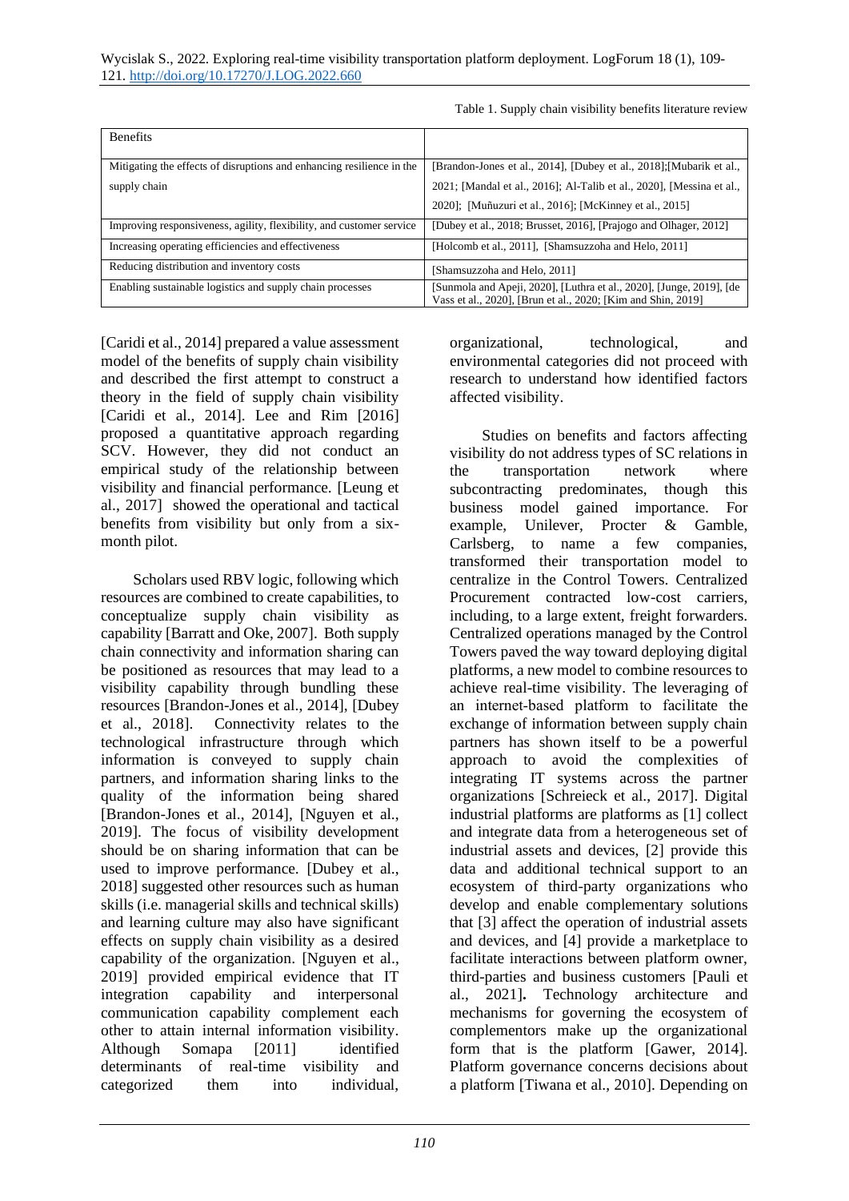Table 1. Supply chain visibility benefits literature review

| Benefits | |
|---|---|
| Mitigating the effects of disruptions and enhancing resilience in the supply chain | [Brandon-Jones et al., 2014], [Dubey et al., 2018];[Mubarik et al., 2021; [Mandal et al., 2016]; Al-Talib et al., 2020], [Messina et al., 2020]; [Muñuzuri et al., 2016]; [McKinney et al., 2015] |
| Improving responsiveness, agility, flexibility, and customer service | [Dubey et al., 2018; Brusset, 2016], [Prajogo and Olhager, 2012] |
| Increasing operating efficiencies and effectiveness | [Holcomb et al., 2011], [Shamsuzzoha and Helo, 2011] |
| Reducing distribution and inventory costs | [Shamsuzzoha and Helo, 2011] |
| Enabling sustainable logistics and supply chain processes | [Sunmola and Apeji, 2020], [Luthra et al., 2020], [Junge, 2019], [de Vass et al., 2020], [Brun et al., 2020; [Kim and Shin, 2019] |

[Caridi et al., 2014] prepared a value assessment model of the benefits of supply chain visibility and described the first attempt to construct a theory in the field of supply chain visibility [Caridi et al., 2014]. Lee and Rim [2016] proposed a quantitative approach regarding SCV. However, they did not conduct an empirical study of the relationship between visibility and financial performance. [Leung et al., 2017] showed the operational and tactical benefits from visibility but only from a six-month pilot.

Scholars used RBV logic, following which resources are combined to create capabilities, to conceptualize supply chain visibility as capability [Barratt and Oke, 2007]. Both supply chain connectivity and information sharing can be positioned as resources that may lead to a visibility capability through bundling these resources [Brandon-Jones et al., 2014], [Dubey et al., 2018]. Connectivity relates to the technological infrastructure through which information is conveyed to supply chain partners, and information sharing links to the quality of the information being shared [Brandon-Jones et al., 2014], [Nguyen et al., 2019]. The focus of visibility development should be on sharing information that can be used to improve performance. [Dubey et al., 2018] suggested other resources such as human skills (i.e. managerial skills and technical skills) and learning culture may also have significant effects on supply chain visibility as a desired capability of the organization. [Nguyen et al., 2019] provided empirical evidence that IT integration capability and interpersonal communication capability complement each other to attain internal information visibility. Although Somapa [2011] identified determinants of real-time visibility and categorized them into individual, organizational, technological, and environmental categories did not proceed with research to understand how identified factors affected visibility.

Studies on benefits and factors affecting visibility do not address types of SC relations in the transportation network where subcontracting predominates, though this business model gained importance. For example, Unilever, Procter & Gamble, Carlsberg, to name a few companies, transformed their transportation model to centralize in the Control Towers. Centralized Procurement contracted low-cost carriers, including, to a large extent, freight forwarders. Centralized operations managed by the Control Towers paved the way toward deploying digital platforms, a new model to combine resources to achieve real-time visibility. The leveraging of an internet-based platform to facilitate the exchange of information between supply chain partners has shown itself to be a powerful approach to avoid the complexities of integrating IT systems across the partner organizations [Schreieck et al., 2017]. Digital industrial platforms are platforms as [1] collect and integrate data from a heterogeneous set of industrial assets and devices, [2] provide this data and additional technical support to an ecosystem of third-party organizations who develop and enable complementary solutions that [3] affect the operation of industrial assets and devices, and [4] provide a marketplace to facilitate interactions between platform owner, third-parties and business customers [Pauli et al., 2021]**.** Technology architecture and mechanisms for governing the ecosystem of complementors make up the organizational form that is the platform [Gawer, 2014]. Platform governance concerns decisions about a platform [Tiwana et al., 2010]. Depending on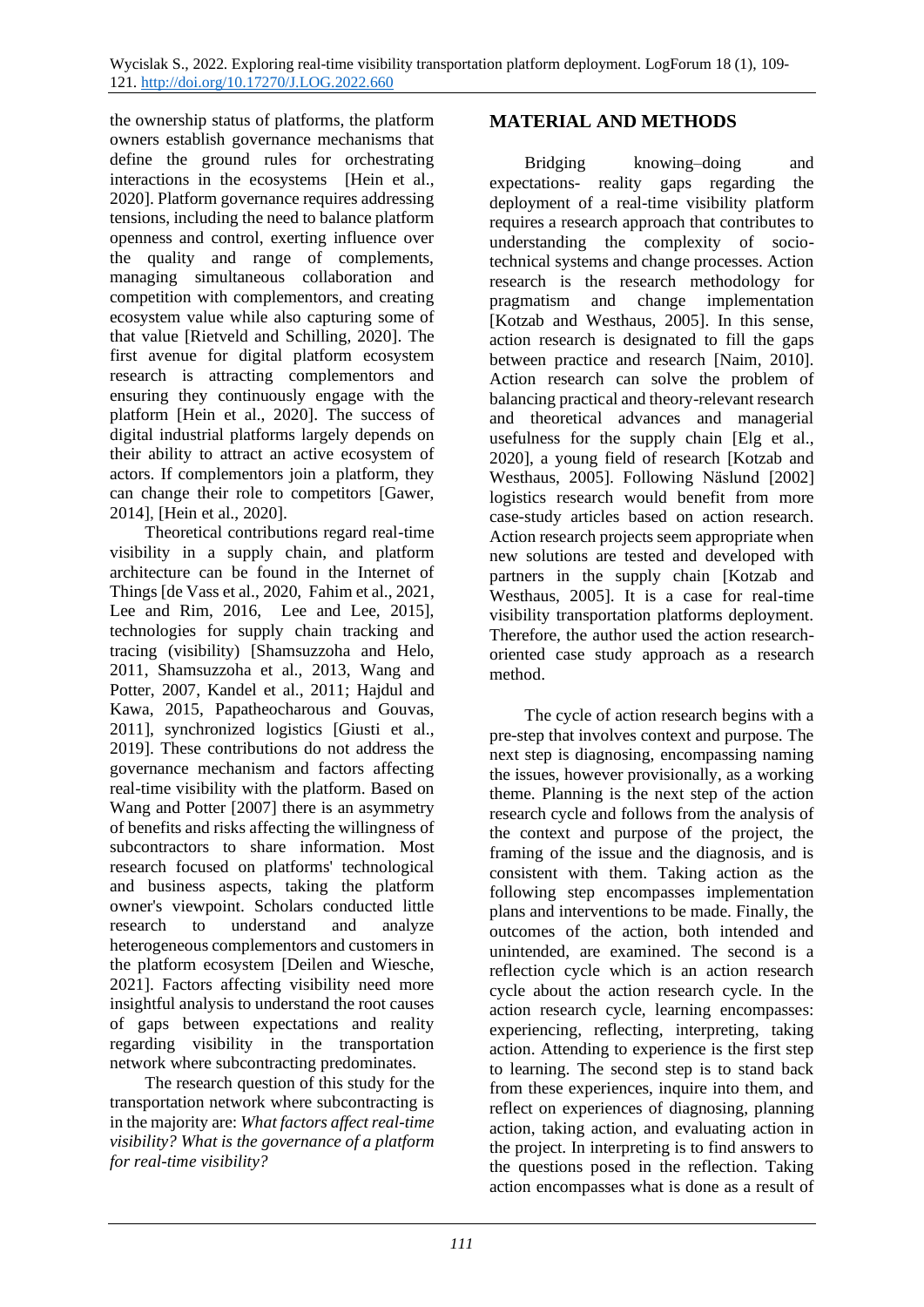the ownership status of platforms, the platform owners establish governance mechanisms that define the ground rules for orchestrating interactions in the ecosystems [Hein et al., 2020]. Platform governance requires addressing tensions, including the need to balance platform openness and control, exerting influence over the quality and range of complements, managing simultaneous collaboration and competition with complementors, and creating ecosystem value while also capturing some of that value [Rietveld and Schilling, 2020]. The first avenue for digital platform ecosystem research is attracting complementors and ensuring they continuously engage with the platform [Hein et al., 2020]. The success of digital industrial platforms largely depends on their ability to attract an active ecosystem of actors. If complementors join a platform, they can change their role to competitors [Gawer, 2014], [Hein et al., 2020].

Theoretical contributions regard real-time visibility in a supply chain, and platform architecture can be found in the Internet of Things [de Vass et al., 2020, Fahim et al., 2021, Lee and Rim, 2016, Lee and Lee, 2015], technologies for supply chain tracking and tracing (visibility) [Shamsuzzoha and Helo, 2011, Shamsuzzoha et al., 2013, Wang and Potter, 2007, Kandel et al., 2011; Hajdul and Kawa, 2015, Papatheocharous and Gouvas, 2011], synchronized logistics [Giusti et al., 2019]. These contributions do not address the governance mechanism and factors affecting real-time visibility with the platform. Based on Wang and Potter [2007] there is an asymmetry of benefits and risks affecting the willingness of subcontractors to share information. Most research focused on platforms' technological and business aspects, taking the platform owner's viewpoint. Scholars conducted little research to understand and analyze heterogeneous complementors and customers in the platform ecosystem [Deilen and Wiesche, 2021]. Factors affecting visibility need more insightful analysis to understand the root causes of gaps between expectations and reality regarding visibility in the transportation network where subcontracting predominates.

The research question of this study for the transportation network where subcontracting is in the majority are: *What factors affect real-time visibility? What is the governance of a platform for real-time visibility?*

## MATERIAL AND METHODS

Bridging knowing–doing and expectations- reality gaps regarding the deployment of a real-time visibility platform requires a research approach that contributes to understanding the complexity of socio-technical systems and change processes. Action research is the research methodology for pragmatism and change implementation [Kotzab and Westhaus, 2005]. In this sense, action research is designated to fill the gaps between practice and research [Naim, 2010]. Action research can solve the problem of balancing practical and theory-relevant research and theoretical advances and managerial usefulness for the supply chain [Elg et al., 2020], a young field of research [Kotzab and Westhaus, 2005]. Following Näslund [2002] logistics research would benefit from more case-study articles based on action research. Action research projects seem appropriate when new solutions are tested and developed with partners in the supply chain [Kotzab and Westhaus, 2005]. It is a case for real-time visibility transportation platforms deployment. Therefore, the author used the action research-oriented case study approach as a research method.

The cycle of action research begins with a pre-step that involves context and purpose. The next step is diagnosing, encompassing naming the issues, however provisionally, as a working theme. Planning is the next step of the action research cycle and follows from the analysis of the context and purpose of the project, the framing of the issue and the diagnosis, and is consistent with them. Taking action as the following step encompasses implementation plans and interventions to be made. Finally, the outcomes of the action, both intended and unintended, are examined. The second is a reflection cycle which is an action research cycle about the action research cycle. In the action research cycle, learning encompasses: experiencing, reflecting, interpreting, taking action. Attending to experience is the first step to learning. The second step is to stand back from these experiences, inquire into them, and reflect on experiences of diagnosing, planning action, taking action, and evaluating action in the project. In interpreting is to find answers to the questions posed in the reflection. Taking action encompasses what is done as a result of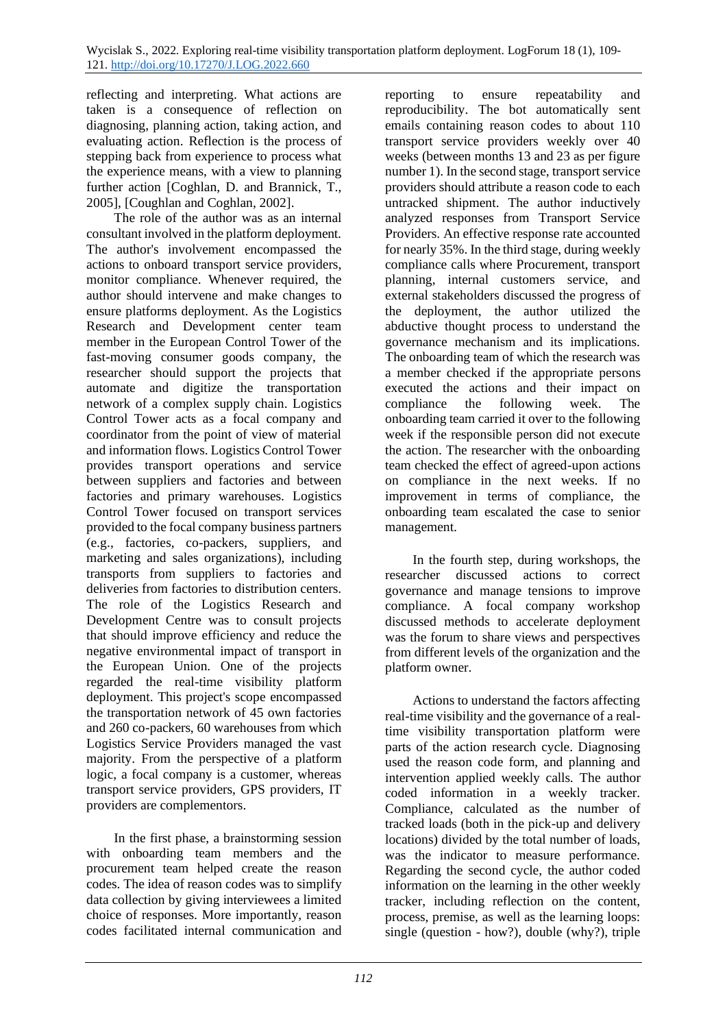reflecting and interpreting. What actions are taken is a consequence of reflection on diagnosing, planning action, taking action, and evaluating action. Reflection is the process of stepping back from experience to process what the experience means, with a view to planning further action [Coghlan, D. and Brannick, T., 2005], [Coughlan and Coghlan, 2002].

The role of the author was as an internal consultant involved in the platform deployment. The author's involvement encompassed the actions to onboard transport service providers, monitor compliance. Whenever required, the author should intervene and make changes to ensure platforms deployment. As the Logistics Research and Development center team member in the European Control Tower of the fast-moving consumer goods company, the researcher should support the projects that automate and digitize the transportation network of a complex supply chain. Logistics Control Tower acts as a focal company and coordinator from the point of view of material and information flows. Logistics Control Tower provides transport operations and service between suppliers and factories and between factories and primary warehouses. Logistics Control Tower focused on transport services provided to the focal company business partners (e.g., factories, co-packers, suppliers, and marketing and sales organizations), including transports from suppliers to factories and deliveries from factories to distribution centers. The role of the Logistics Research and Development Centre was to consult projects that should improve efficiency and reduce the negative environmental impact of transport in the European Union. One of the projects regarded the real-time visibility platform deployment. This project's scope encompassed the transportation network of 45 own factories and 260 co-packers, 60 warehouses from which Logistics Service Providers managed the vast majority. From the perspective of a platform logic, a focal company is a customer, whereas transport service providers, GPS providers, IT providers are complementors.

In the first phase, a brainstorming session with onboarding team members and the procurement team helped create the reason codes. The idea of reason codes was to simplify data collection by giving interviewees a limited choice of responses. More importantly, reason codes facilitated internal communication and reporting to ensure repeatability and reproducibility. The bot automatically sent emails containing reason codes to about 110 transport service providers weekly over 40 weeks (between months 13 and 23 as per figure number 1). In the second stage, transport service providers should attribute a reason code to each untracked shipment. The author inductively analyzed responses from Transport Service Providers. An effective response rate accounted for nearly 35%. In the third stage, during weekly compliance calls where Procurement, transport planning, internal customers service, and external stakeholders discussed the progress of the deployment, the author utilized the abductive thought process to understand the governance mechanism and its implications. The onboarding team of which the research was a member checked if the appropriate persons executed the actions and their impact on compliance the following week. The onboarding team carried it over to the following week if the responsible person did not execute the action. The researcher with the onboarding team checked the effect of agreed-upon actions on compliance in the next weeks. If no improvement in terms of compliance, the onboarding team escalated the case to senior management.

In the fourth step, during workshops, the researcher discussed actions to correct governance and manage tensions to improve compliance. A focal company workshop discussed methods to accelerate deployment was the forum to share views and perspectives from different levels of the organization and the platform owner.

Actions to understand the factors affecting real-time visibility and the governance of a real-time visibility transportation platform were parts of the action research cycle. Diagnosing used the reason code form, and planning and intervention applied weekly calls. The author coded information in a weekly tracker. Compliance, calculated as the number of tracked loads (both in the pick-up and delivery locations) divided by the total number of loads, was the indicator to measure performance. Regarding the second cycle, the author coded information on the learning in the other weekly tracker, including reflection on the content, process, premise, as well as the learning loops: single (question - how?), double (why?), triple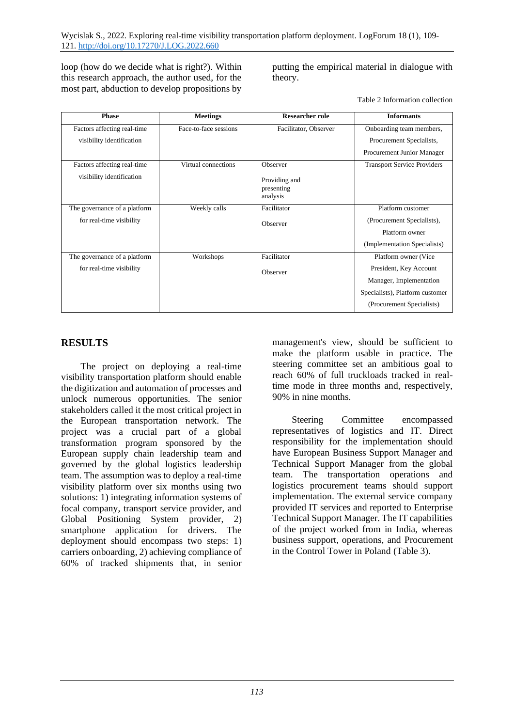loop (how do we decide what is right?). Within this research approach, the author used, for the most part, abduction to develop propositions by putting the empirical material in dialogue with theory.

Table 2 Information collection

| Phase | Meetings | Researcher role | Informants |
|---|---|---|---|
| Factors affecting real-time visibility identification | Face-to-face sessions | Facilitator, Observer | Onboarding team members, Procurement Specialists, Procurement Junior Manager |
| Factors affecting real-time visibility identification | Virtual connections | Observer<br><br>Providing and presenting analysis | Transport Service Providers |
| The governance of a platform for real-time visibility | Weekly calls | Facilitator<br><br>Observer | Platform customer (Procurement Specialists), Platform owner (Implementation Specialists) |
| The governance of a platform for real-time visibility | Workshops | Facilitator<br><br>Observer | Platform owner (Vice President, Key Account Manager, Implementation Specialists), Platform customer (Procurement Specialists) |

## RESULTS

The project on deploying a real-time visibility transportation platform should enable the digitization and automation of processes and unlock numerous opportunities. The senior stakeholders called it the most critical project in the European transportation network. The project was a crucial part of a global transformation program sponsored by the European supply chain leadership team and governed by the global logistics leadership team. The assumption was to deploy a real-time visibility platform over six months using two solutions: 1) integrating information systems of focal company, transport service provider, and Global Positioning System provider, 2) smartphone application for drivers. The deployment should encompass two steps: 1) carriers onboarding, 2) achieving compliance of 60% of tracked shipments that, in senior management's view, should be sufficient to make the platform usable in practice. The steering committee set an ambitious goal to reach 60% of full truckloads tracked in real-time mode in three months and, respectively, 90% in nine months.

Steering Committee encompassed representatives of logistics and IT. Direct responsibility for the implementation should have European Business Support Manager and Technical Support Manager from the global team. The transportation operations and logistics procurement teams should support implementation. The external service company provided IT services and reported to Enterprise Technical Support Manager. The IT capabilities of the project worked from in India, whereas business support, operations, and Procurement in the Control Tower in Poland (Table 3).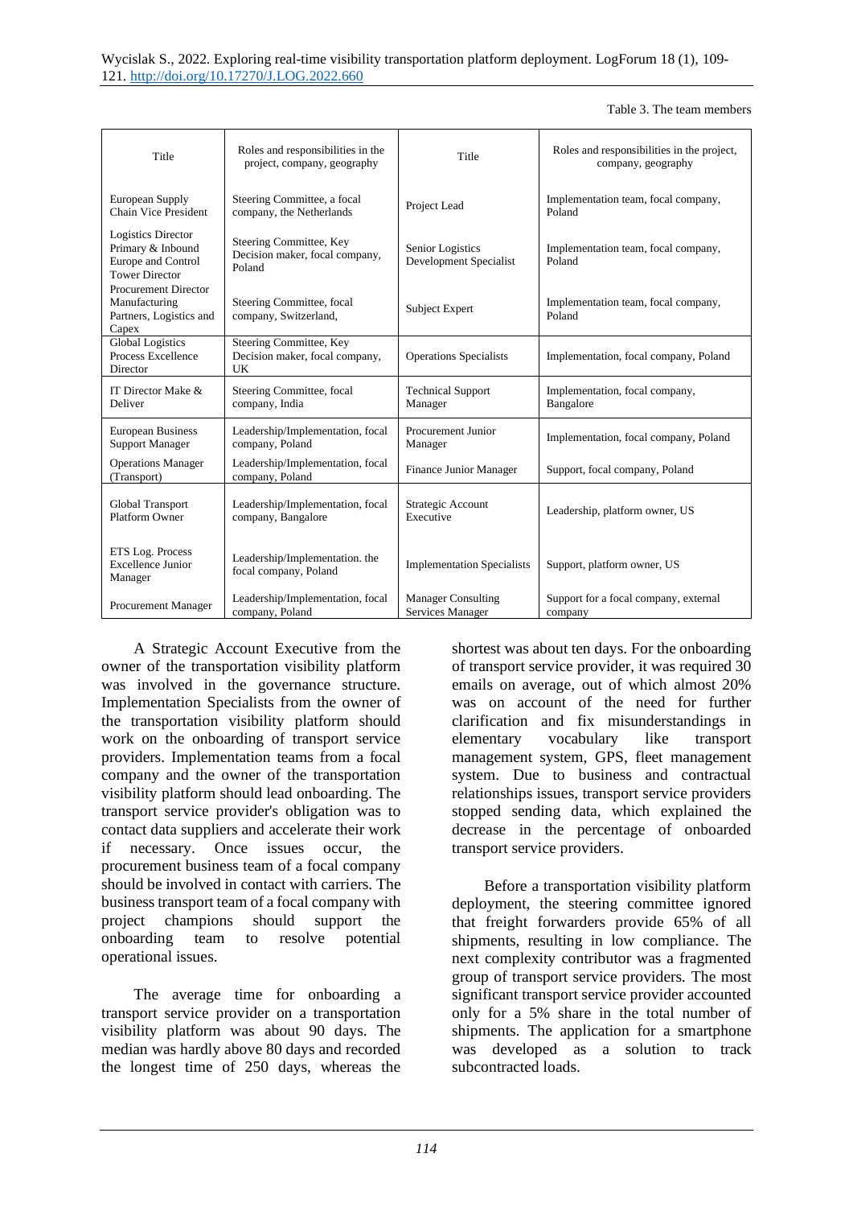Table 3. The team members

| Title | Roles and responsibilities in the project, company, geography | Title | Roles and responsibilities in the project, company, geography |
|---|---|---|---|
| European Supply Chain Vice President | Steering Committee, a focal company, the Netherlands | Project Lead | Implementation team, focal company, Poland |
| Logistics Director Primary & Inbound Europe and Control Tower Director | Steering Committee, Key Decision maker, focal company, Poland | Senior Logistics Development Specialist | Implementation team, focal company, Poland |
| Procurement Director Manufacturing Partners, Logistics and Capex | Steering Committee, focal company, Switzerland, | Subject Expert | Implementation team, focal company, Poland |
| Global Logistics Process Excellence Director | Steering Committee, Key Decision maker, focal company, UK | Operations Specialists | Implementation, focal company, Poland |
| IT Director Make & Deliver | Steering Committee, focal company, India | Technical Support Manager | Implementation, focal company, Bangalore |
| European Business Support Manager | Leadership/Implementation, focal company, Poland | Procurement Junior Manager | Implementation, focal company, Poland |
| Operations Manager (Transport) | Leadership/Implementation, focal company, Poland | Finance Junior Manager | Support, focal company, Poland |
| Global Transport Platform Owner | Leadership/Implementation, focal company, Bangalore | Strategic Account Executive | Leadership, platform owner, US |
| ETS Log. Process Excellence Junior Manager | Leadership/Implementation. the focal company, Poland | Implementation Specialists | Support, platform owner, US |
| Procurement Manager | Leadership/Implementation, focal company, Poland | Manager Consulting Services Manager | Support for a focal company, external company |

A Strategic Account Executive from the owner of the transportation visibility platform was involved in the governance structure. Implementation Specialists from the owner of the transportation visibility platform should work on the onboarding of transport service providers. Implementation teams from a focal company and the owner of the transportation visibility platform should lead onboarding. The transport service provider's obligation was to contact data suppliers and accelerate their work if necessary. Once issues occur, the procurement business team of a focal company should be involved in contact with carriers. The business transport team of a focal company with project champions should support the onboarding team to resolve potential operational issues.

The average time for onboarding a transport service provider on a transportation visibility platform was about 90 days. The median was hardly above 80 days and recorded the longest time of 250 days, whereas the shortest was about ten days. For the onboarding of transport service provider, it was required 30 emails on average, out of which almost 20% was on account of the need for further clarification and fix misunderstandings in elementary vocabulary like transport management system, GPS, fleet management system. Due to business and contractual relationships issues, transport service providers stopped sending data, which explained the decrease in the percentage of onboarded transport service providers.

Before a transportation visibility platform deployment, the steering committee ignored that freight forwarders provide 65% of all shipments, resulting in low compliance. The next complexity contributor was a fragmented group of transport service providers. The most significant transport service provider accounted only for a 5% share in the total number of shipments. The application for a smartphone was developed as a solution to track subcontracted loads.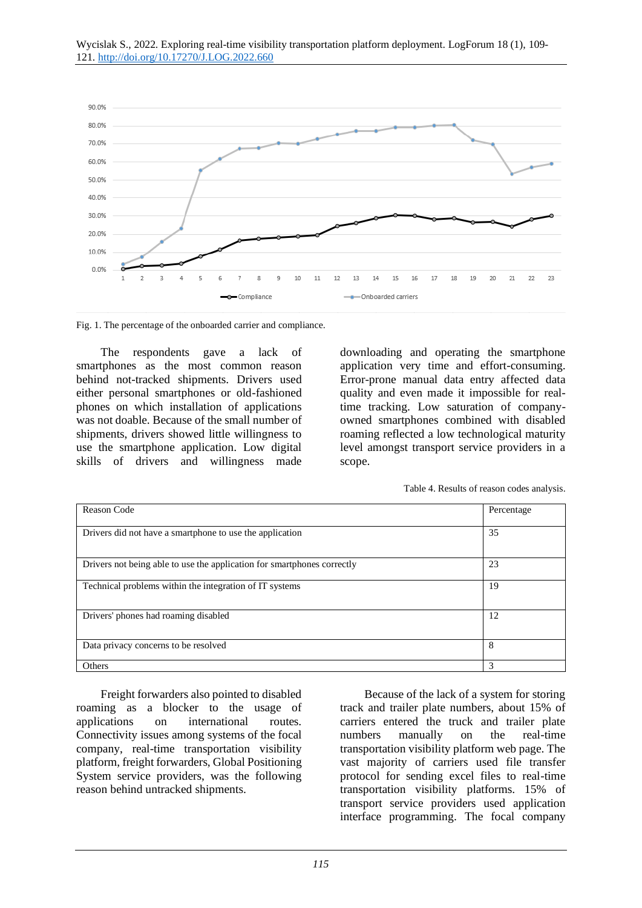90.0%
80.0%
70.0%
60.0%
50.0%
40.0%
30.0%
20.0%
10.0%
0.0%

1 2 3 4 5 6 7 8 9 10 11 12 13 14 15 16 17 18 19 20 21 22 23

Compliance
Onboarded carriers

Fig. 1. The percentage of the onboarded carrier and compliance.

The respondents gave a lack of smartphones as the most common reason behind not-tracked shipments. Drivers used either personal smartphones or old-fashioned phones on which installation of applications was not doable. Because of the small number of shipments, drivers showed little willingness to use the smartphone application. Low digital skills of drivers and willingness made downloading and operating the smartphone application very time and effort-consuming. Error-prone manual data entry affected data quality and even made it impossible for real-time tracking. Low saturation of company-owned smartphones combined with disabled roaming reflected a low technological maturity level amongst transport service providers in a scope.

Table 4. Results of reason codes analysis.

| Reason Code | Percentage |
|---|---|
| Drivers did not have a smartphone to use the application | 35 |
| Drivers not being able to use the application for smartphones correctly | 23 |
| Technical problems within the integration of IT systems | 19 |
| Drivers' phones had roaming disabled | 12 |
| Data privacy concerns to be resolved | 8 |
| Others | 3 |

Freight forwarders also pointed to disabled roaming as a blocker to the usage of applications on international routes. Connectivity issues among systems of the focal company, real-time transportation visibility platform, freight forwarders, Global Positioning System service providers, was the following reason behind untracked shipments.

Because of the lack of a system for storing track and trailer plate numbers, about 15% of carriers entered the truck and trailer plate numbers manually on the real-time transportation visibility platform web page. The vast majority of carriers used file transfer protocol for sending excel files to real-time transportation visibility platforms. 15% of transport service providers used application interface programming. The focal company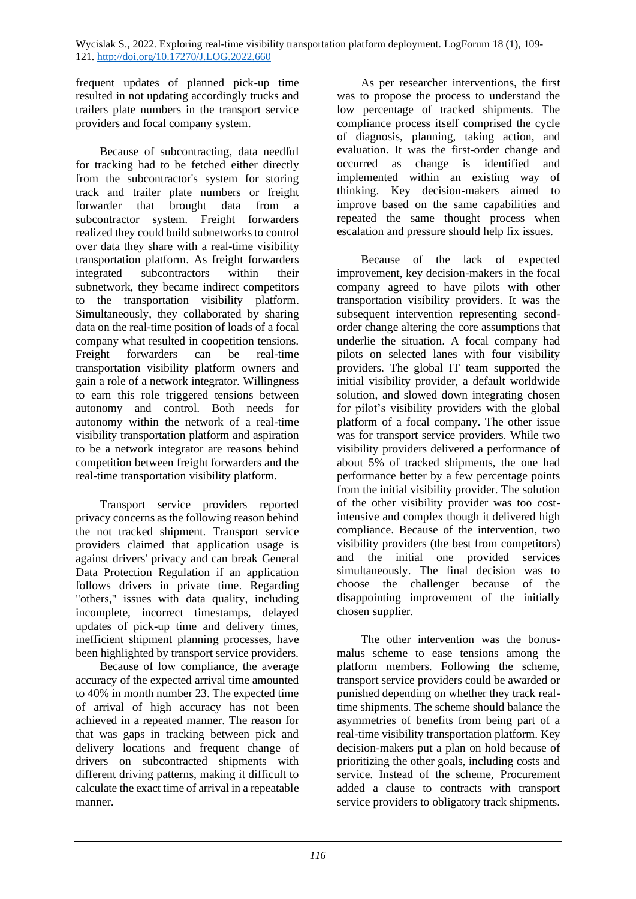frequent updates of planned pick-up time resulted in not updating accordingly trucks and trailers plate numbers in the transport service providers and focal company system.

Because of subcontracting, data needful for tracking had to be fetched either directly from the subcontractor's system for storing track and trailer plate numbers or freight forwarder that brought data from a subcontractor system. Freight forwarders realized they could build subnetworks to control over data they share with a real-time visibility transportation platform. As freight forwarders integrated subcontractors within their subnetwork, they became indirect competitors to the transportation visibility platform. Simultaneously, they collaborated by sharing data on the real-time position of loads of a focal company what resulted in coopetition tensions. Freight forwarders can be real-time transportation visibility platform owners and gain a role of a network integrator. Willingness to earn this role triggered tensions between autonomy and control. Both needs for autonomy within the network of a real-time visibility transportation platform and aspiration to be a network integrator are reasons behind competition between freight forwarders and the real-time transportation visibility platform.

Transport service providers reported privacy concerns as the following reason behind the not tracked shipment. Transport service providers claimed that application usage is against drivers' privacy and can break General Data Protection Regulation if an application follows drivers in private time. Regarding "others," issues with data quality, including incomplete, incorrect timestamps, delayed updates of pick-up time and delivery times, inefficient shipment planning processes, have been highlighted by transport service providers.

Because of low compliance, the average accuracy of the expected arrival time amounted to 40% in month number 23. The expected time of arrival of high accuracy has not been achieved in a repeated manner. The reason for that was gaps in tracking between pick and delivery locations and frequent change of drivers on subcontracted shipments with different driving patterns, making it difficult to calculate the exact time of arrival in a repeatable manner.

As per researcher interventions, the first was to propose the process to understand the low percentage of tracked shipments. The compliance process itself comprised the cycle of diagnosis, planning, taking action, and evaluation. It was the first-order change and occurred as change is identified and implemented within an existing way of thinking. Key decision-makers aimed to improve based on the same capabilities and repeated the same thought process when escalation and pressure should help fix issues.

Because of the lack of expected improvement, key decision-makers in the focal company agreed to have pilots with other transportation visibility providers. It was the subsequent intervention representing second-order change altering the core assumptions that underlie the situation. A focal company had pilots on selected lanes with four visibility providers. The global IT team supported the initial visibility provider, a default worldwide solution, and slowed down integrating chosen for pilot's visibility providers with the global platform of a focal company. The other issue was for transport service providers. While two visibility providers delivered a performance of about 5% of tracked shipments, the one had performance better by a few percentage points from the initial visibility provider. The solution of the other visibility provider was too cost-intensive and complex though it delivered high compliance. Because of the intervention, two visibility providers (the best from competitors) and the initial one provided services simultaneously. The final decision was to choose the challenger because of the disappointing improvement of the initially chosen supplier.

The other intervention was the bonus-malus scheme to ease tensions among the platform members. Following the scheme, transport service providers could be awarded or punished depending on whether they track real-time shipments. The scheme should balance the asymmetries of benefits from being part of a real-time visibility transportation platform. Key decision-makers put a plan on hold because of prioritizing the other goals, including costs and service. Instead of the scheme, Procurement added a clause to contracts with transport service providers to obligatory track shipments.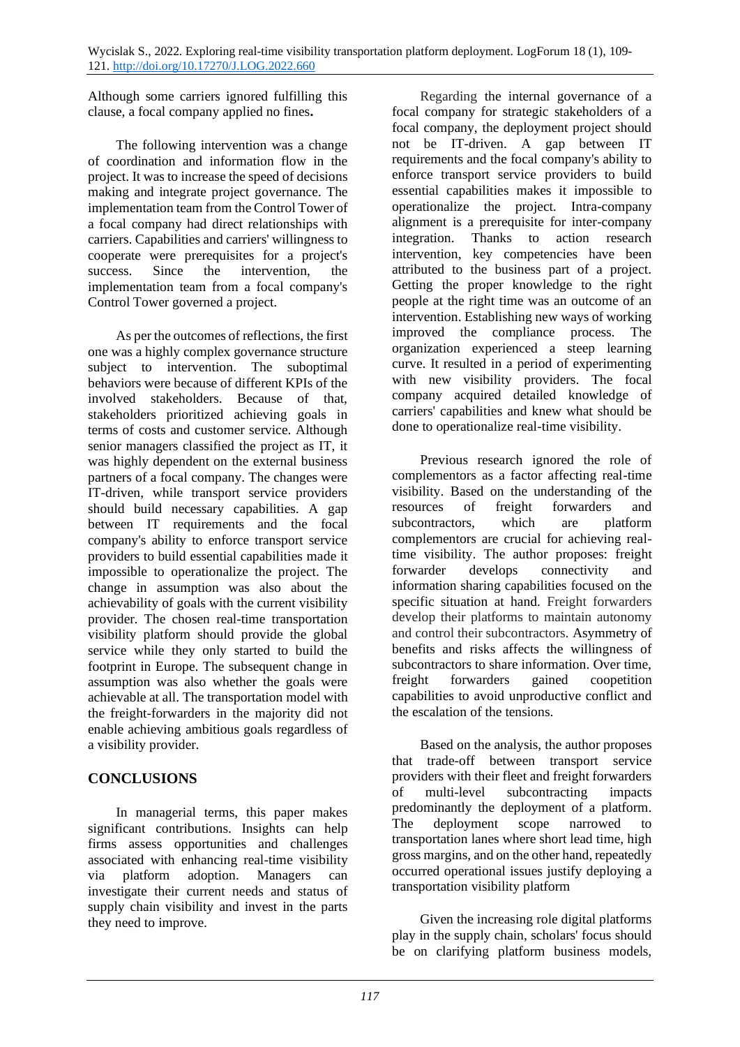Although some carriers ignored fulfilling this clause, a focal company applied no fines**.**

The following intervention was a change of coordination and information flow in the project. It was to increase the speed of decisions making and integrate project governance. The implementation team from the Control Tower of a focal company had direct relationships with carriers. Capabilities and carriers' willingness to cooperate were prerequisites for a project's success. Since the intervention, the implementation team from a focal company's Control Tower governed a project.

As per the outcomes of reflections, the first one was a highly complex governance structure subject to intervention. The suboptimal behaviors were because of different KPIs of the involved stakeholders. Because of that, stakeholders prioritized achieving goals in terms of costs and customer service. Although senior managers classified the project as IT, it was highly dependent on the external business partners of a focal company. The changes were IT-driven, while transport service providers should build necessary capabilities. A gap between IT requirements and the focal company's ability to enforce transport service providers to build essential capabilities made it impossible to operationalize the project. The change in assumption was also about the achievability of goals with the current visibility provider. The chosen real-time transportation visibility platform should provide the global service while they only started to build the footprint in Europe. The subsequent change in assumption was also whether the goals were achievable at all. The transportation model with the freight-forwarders in the majority did not enable achieving ambitious goals regardless of a visibility provider.

## CONCLUSIONS

In managerial terms, this paper makes significant contributions. Insights can help firms assess opportunities and challenges associated with enhancing real-time visibility via platform adoption. Managers can investigate their current needs and status of supply chain visibility and invest in the parts they need to improve.

Regarding the internal governance of a focal company for strategic stakeholders of a focal company, the deployment project should not be IT-driven. A gap between IT requirements and the focal company's ability to enforce transport service providers to build essential capabilities makes it impossible to operationalize the project. Intra-company alignment is a prerequisite for inter-company integration. Thanks to action research intervention, key competencies have been attributed to the business part of a project. Getting the proper knowledge to the right people at the right time was an outcome of an intervention. Establishing new ways of working improved the compliance process. The organization experienced a steep learning curve. It resulted in a period of experimenting with new visibility providers. The focal company acquired detailed knowledge of carriers' capabilities and knew what should be done to operationalize real-time visibility.

Previous research ignored the role of complementors as a factor affecting real-time visibility. Based on the understanding of the resources of freight forwarders and subcontractors, which are platform complementors are crucial for achieving real-time visibility. The author proposes: freight forwarder develops connectivity and information sharing capabilities focused on the specific situation at hand. Freight forwarders develop their platforms to maintain autonomy and control their subcontractors. Asymmetry of benefits and risks affects the willingness of subcontractors to share information. Over time, freight forwarders gained coopetition capabilities to avoid unproductive conflict and the escalation of the tensions.

Based on the analysis, the author proposes that trade-off between transport service providers with their fleet and freight forwarders of multi-level subcontracting impacts predominantly the deployment of a platform. The deployment scope narrowed to transportation lanes where short lead time, high gross margins, and on the other hand, repeatedly occurred operational issues justify deploying a transportation visibility platform

Given the increasing role digital platforms play in the supply chain, scholars' focus should be on clarifying platform business models,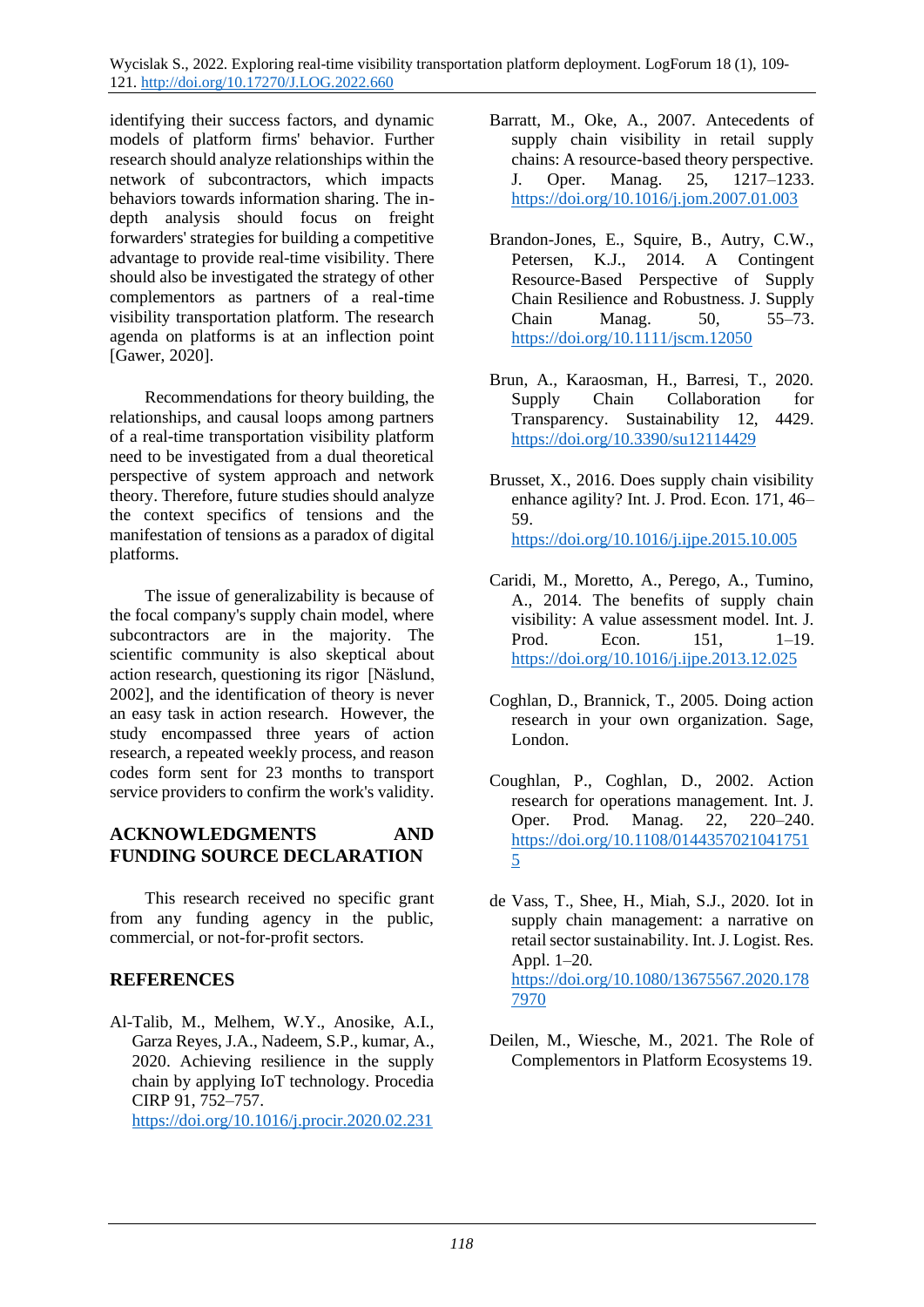identifying their success factors, and dynamic models of platform firms' behavior. Further research should analyze relationships within the network of subcontractors, which impacts behaviors towards information sharing. The in-depth analysis should focus on freight forwarders' strategies for building a competitive advantage to provide real-time visibility. There should also be investigated the strategy of other complementors as partners of a real-time visibility transportation platform. The research agenda on platforms is at an inflection point [Gawer, 2020].

Recommendations for theory building, the relationships, and causal loops among partners of a real-time transportation visibility platform need to be investigated from a dual theoretical perspective of system approach and network theory. Therefore, future studies should analyze the context specifics of tensions and the manifestation of tensions as a paradox of digital platforms.

The issue of generalizability is because of the focal company's supply chain model, where subcontractors are in the majority. The scientific community is also skeptical about action research, questioning its rigor [Näslund, 2002], and the identification of theory is never an easy task in action research. However, the study encompassed three years of action research, a repeated weekly process, and reason codes form sent for 23 months to transport service providers to confirm the work's validity.

## ACKNOWLEDGMENTS AND FUNDING SOURCE DECLARATION

This research received no specific grant from any funding agency in the public, commercial, or not-for-profit sectors.

## REFERENCES

Al-Talib, M., Melhem, W.Y., Anosike, A.I., Garza Reyes, J.A., Nadeem, S.P., kumar, A., 2020. Achieving resilience in the supply chain by applying IoT technology. Procedia CIRP 91, 752–757. https://doi.org/10.1016/j.procir.2020.02.231

Barratt, M., Oke, A., 2007. Antecedents of supply chain visibility in retail supply chains: A resource-based theory perspective. J. Oper. Manag. 25, 1217–1233. https://doi.org/10.1016/j.jom.2007.01.003

Brandon-Jones, E., Squire, B., Autry, C.W., Petersen, K.J., 2014. A Contingent Resource-Based Perspective of Supply Chain Resilience and Robustness. J. Supply Chain Manag. 50, 55–73. https://doi.org/10.1111/jscm.12050

Brun, A., Karaosman, H., Barresi, T., 2020. Supply Chain Collaboration for Transparency. Sustainability 12, 4429. https://doi.org/10.3390/su12114429

Brusset, X., 2016. Does supply chain visibility enhance agility? Int. J. Prod. Econ. 171, 46–59. https://doi.org/10.1016/j.ijpe.2015.10.005

Caridi, M., Moretto, A., Perego, A., Tumino, A., 2014. The benefits of supply chain visibility: A value assessment model. Int. J. Prod. Econ. 151, 1–19. https://doi.org/10.1016/j.ijpe.2013.12.025

Coghlan, D., Brannick, T., 2005. Doing action research in your own organization. Sage, London.

Coughlan, P., Coghlan, D., 2002. Action research for operations management. Int. J. Oper. Prod. Manag. 22, 220–240. https://doi.org/10.1108/01443570210417515

de Vass, T., Shee, H., Miah, S.J., 2020. Iot in supply chain management: a narrative on retail sector sustainability. Int. J. Logist. Res. Appl. 1–20. https://doi.org/10.1080/13675567.2020.1787970

Deilen, M., Wiesche, M., 2021. The Role of Complementors in Platform Ecosystems 19.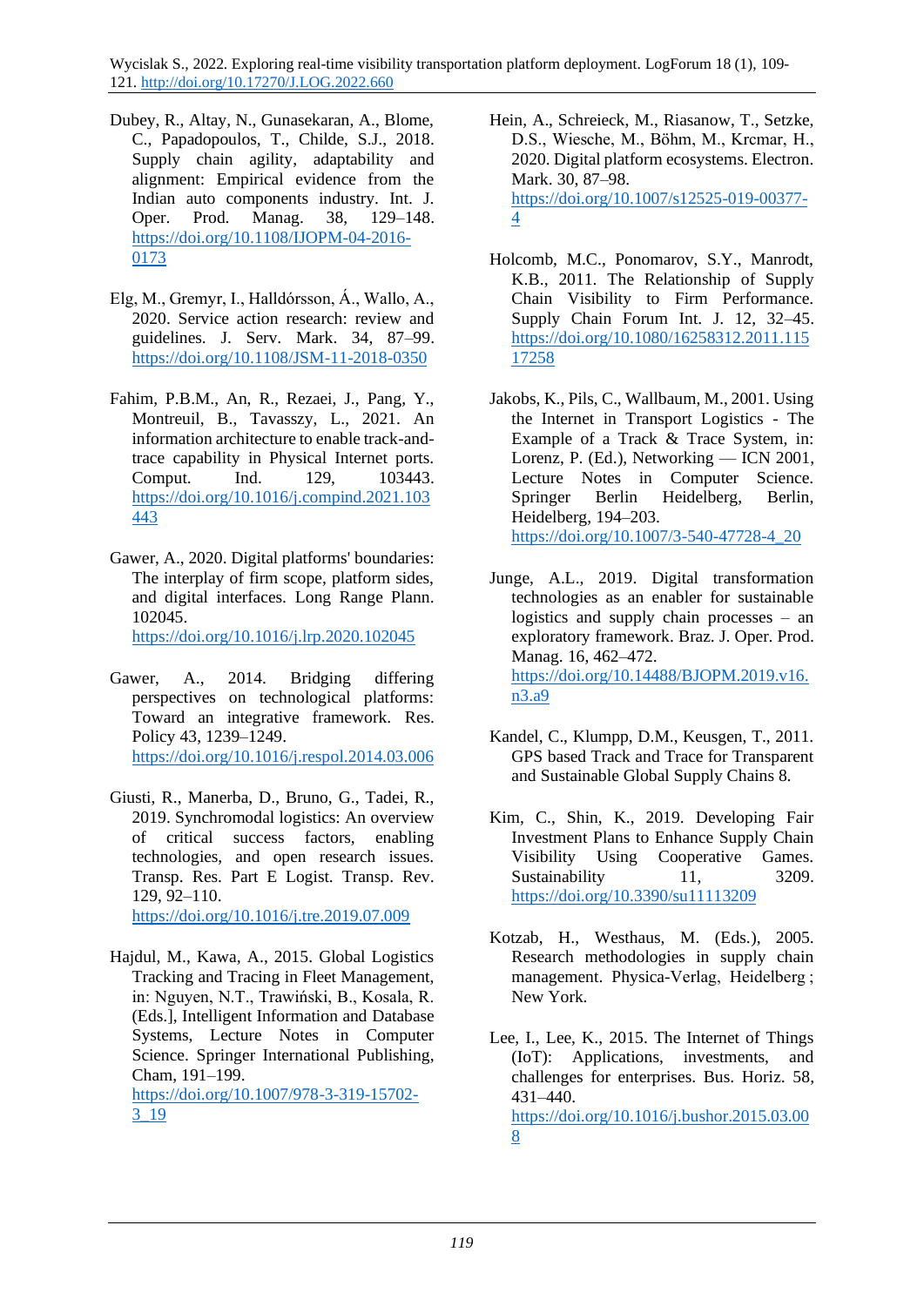Dubey, R., Altay, N., Gunasekaran, A., Blome, C., Papadopoulos, T., Childe, S.J., 2018. Supply chain agility, adaptability and alignment: Empirical evidence from the Indian auto components industry. Int. J. Oper. Prod. Manag. 38, 129–148. https://doi.org/10.1108/IJOPM-04-2016-0173

Elg, M., Gremyr, I., Halldórsson, Á., Wallo, A., 2020. Service action research: review and guidelines. J. Serv. Mark. 34, 87–99. https://doi.org/10.1108/JSM-11-2018-0350

Fahim, P.B.M., An, R., Rezaei, J., Pang, Y., Montreuil, B., Tavasszy, L., 2021. An information architecture to enable track-and-trace capability in Physical Internet ports. Comput. Ind. 129, 103443. https://doi.org/10.1016/j.compind.2021.103443

Gawer, A., 2020. Digital platforms' boundaries: The interplay of firm scope, platform sides, and digital interfaces. Long Range Plann. 102045. https://doi.org/10.1016/j.lrp.2020.102045

Gawer, A., 2014. Bridging differing perspectives on technological platforms: Toward an integrative framework. Res. Policy 43, 1239–1249. https://doi.org/10.1016/j.respol.2014.03.006

Giusti, R., Manerba, D., Bruno, G., Tadei, R., 2019. Synchromodal logistics: An overview of critical success factors, enabling technologies, and open research issues. Transp. Res. Part E Logist. Transp. Rev. 129, 92–110. https://doi.org/10.1016/j.tre.2019.07.009

Hajdul, M., Kawa, A., 2015. Global Logistics Tracking and Tracing in Fleet Management, in: Nguyen, N.T., Trawiński, B., Kosala, R. (Eds.], Intelligent Information and Database Systems, Lecture Notes in Computer Science. Springer International Publishing, Cham, 191–199. https://doi.org/10.1007/978-3-319-15702-3_19

Hein, A., Schreieck, M., Riasanow, T., Setzke, D.S., Wiesche, M., Böhm, M., Krcmar, H., 2020. Digital platform ecosystems. Electron. Mark. 30, 87–98. https://doi.org/10.1007/s12525-019-00377-4

Holcomb, M.C., Ponomarov, S.Y., Manrodt, K.B., 2011. The Relationship of Supply Chain Visibility to Firm Performance. Supply Chain Forum Int. J. 12, 32–45. https://doi.org/10.1080/16258312.2011.11517258

Jakobs, K., Pils, C., Wallbaum, M., 2001. Using the Internet in Transport Logistics - The Example of a Track & Trace System, in: Lorenz, P. (Ed.), Networking — ICN 2001, Lecture Notes in Computer Science. Springer Berlin Heidelberg, Berlin, Heidelberg, 194–203. https://doi.org/10.1007/3-540-47728-4_20

Junge, A.L., 2019. Digital transformation technologies as an enabler for sustainable logistics and supply chain processes – an exploratory framework. Braz. J. Oper. Prod. Manag. 16, 462–472. https://doi.org/10.14488/BJOPM.2019.v16.n3.a9

Kandel, C., Klumpp, D.M., Keusgen, T., 2011. GPS based Track and Trace for Transparent and Sustainable Global Supply Chains 8.

Kim, C., Shin, K., 2019. Developing Fair Investment Plans to Enhance Supply Chain Visibility Using Cooperative Games. Sustainability 11, 3209. https://doi.org/10.3390/su11113209

Kotzab, H., Westhaus, M. (Eds.), 2005. Research methodologies in supply chain management. Physica-Verlag, Heidelberg ; New York.

Lee, I., Lee, K., 2015. The Internet of Things (IoT): Applications, investments, and challenges for enterprises. Bus. Horiz. 58, 431–440. https://doi.org/10.1016/j.bushor.2015.03.008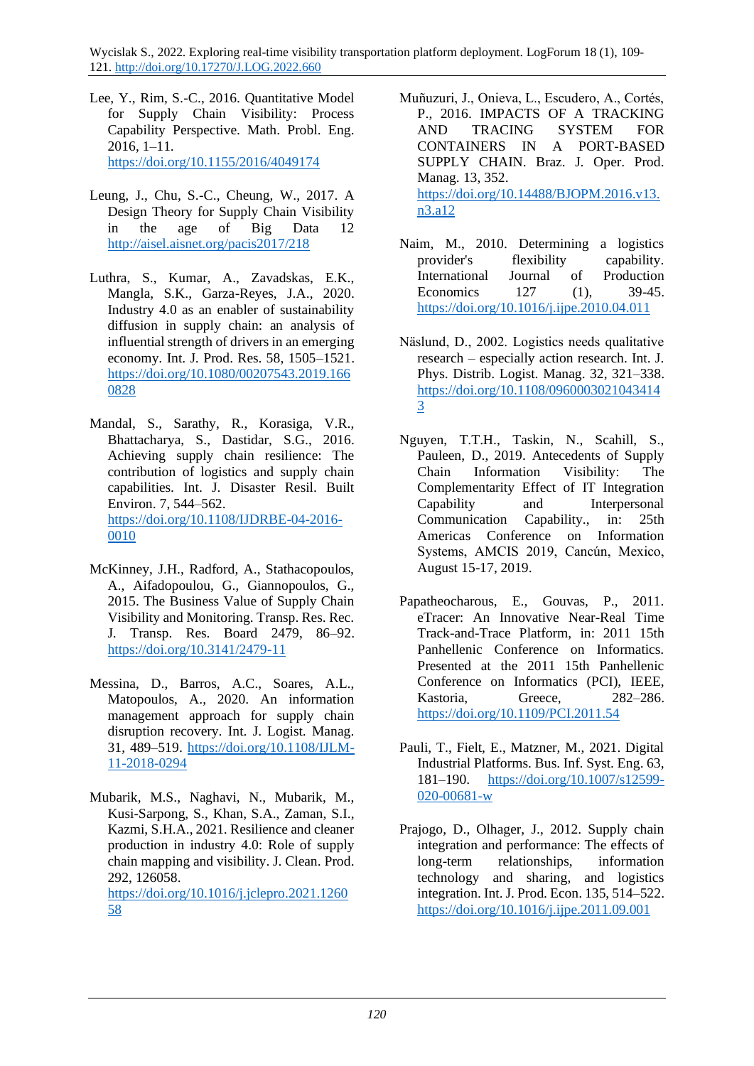Lee, Y., Rim, S.-C., 2016. Quantitative Model for Supply Chain Visibility: Process Capability Perspective. Math. Probl. Eng. 2016, 1–11. https://doi.org/10.1155/2016/4049174

Leung, J., Chu, S.-C., Cheung, W., 2017. A Design Theory for Supply Chain Visibility in the age of Big Data 12 http://aisel.aisnet.org/pacis2017/218

Luthra, S., Kumar, A., Zavadskas, E.K., Mangla, S.K., Garza-Reyes, J.A., 2020. Industry 4.0 as an enabler of sustainability diffusion in supply chain: an analysis of influential strength of drivers in an emerging economy. Int. J. Prod. Res. 58, 1505–1521. https://doi.org/10.1080/00207543.2019.1660828

Mandal, S., Sarathy, R., Korasiga, V.R., Bhattacharya, S., Dastidar, S.G., 2016. Achieving supply chain resilience: The contribution of logistics and supply chain capabilities. Int. J. Disaster Resil. Built Environ. 7, 544–562. https://doi.org/10.1108/IJDRBE-04-2016-0010

McKinney, J.H., Radford, A., Stathacopoulos, A., Aifadopoulou, G., Giannopoulos, G., 2015. The Business Value of Supply Chain Visibility and Monitoring. Transp. Res. Rec. J. Transp. Res. Board 2479, 86–92. https://doi.org/10.3141/2479-11

Messina, D., Barros, A.C., Soares, A.L., Matopoulos, A., 2020. An information management approach for supply chain disruption recovery. Int. J. Logist. Manag. 31, 489–519. https://doi.org/10.1108/IJLM-11-2018-0294

Mubarik, M.S., Naghavi, N., Mubarik, M., Kusi-Sarpong, S., Khan, S.A., Zaman, S.I., Kazmi, S.H.A., 2021. Resilience and cleaner production in industry 4.0: Role of supply chain mapping and visibility. J. Clean. Prod. 292, 126058. https://doi.org/10.1016/j.jclepro.2021.126058

Muñuzuri, J., Onieva, L., Escudero, A., Cortés, P., 2016. IMPACTS OF A TRACKING AND TRACING SYSTEM FOR CONTAINERS IN A PORT-BASED SUPPLY CHAIN. Braz. J. Oper. Prod. Manag. 13, 352. https://doi.org/10.14488/BJOPM.2016.v13.n3.a12

Naim, M., 2010. Determining a logistics provider's flexibility capability. International Journal of Production Economics 127 (1), 39-45. https://doi.org/10.1016/j.ijpe.2010.04.011

Näslund, D., 2002. Logistics needs qualitative research – especially action research. Int. J. Phys. Distrib. Logist. Manag. 32, 321–338. https://doi.org/10.1108/09600030210434143

Nguyen, T.T.H., Taskin, N., Scahill, S., Pauleen, D., 2019. Antecedents of Supply Chain Information Visibility: The Complementarity Effect of IT Integration Capability and Interpersonal Communication Capability., in: 25th Americas Conference on Information Systems, AMCIS 2019, Cancún, Mexico, August 15-17, 2019.

Papatheocharous, E., Gouvas, P., 2011. eTracer: An Innovative Near-Real Time Track-and-Trace Platform, in: 2011 15th Panhellenic Conference on Informatics. Presented at the 2011 15th Panhellenic Conference on Informatics (PCI), IEEE, Kastoria, Greece, 282–286. https://doi.org/10.1109/PCI.2011.54

Pauli, T., Fielt, E., Matzner, M., 2021. Digital Industrial Platforms. Bus. Inf. Syst. Eng. 63, 181–190. https://doi.org/10.1007/s12599-020-00681-w

Prajogo, D., Olhager, J., 2012. Supply chain integration and performance: The effects of long-term relationships, information technology and sharing, and logistics integration. Int. J. Prod. Econ. 135, 514–522. https://doi.org/10.1016/j.ijpe.2011.09.001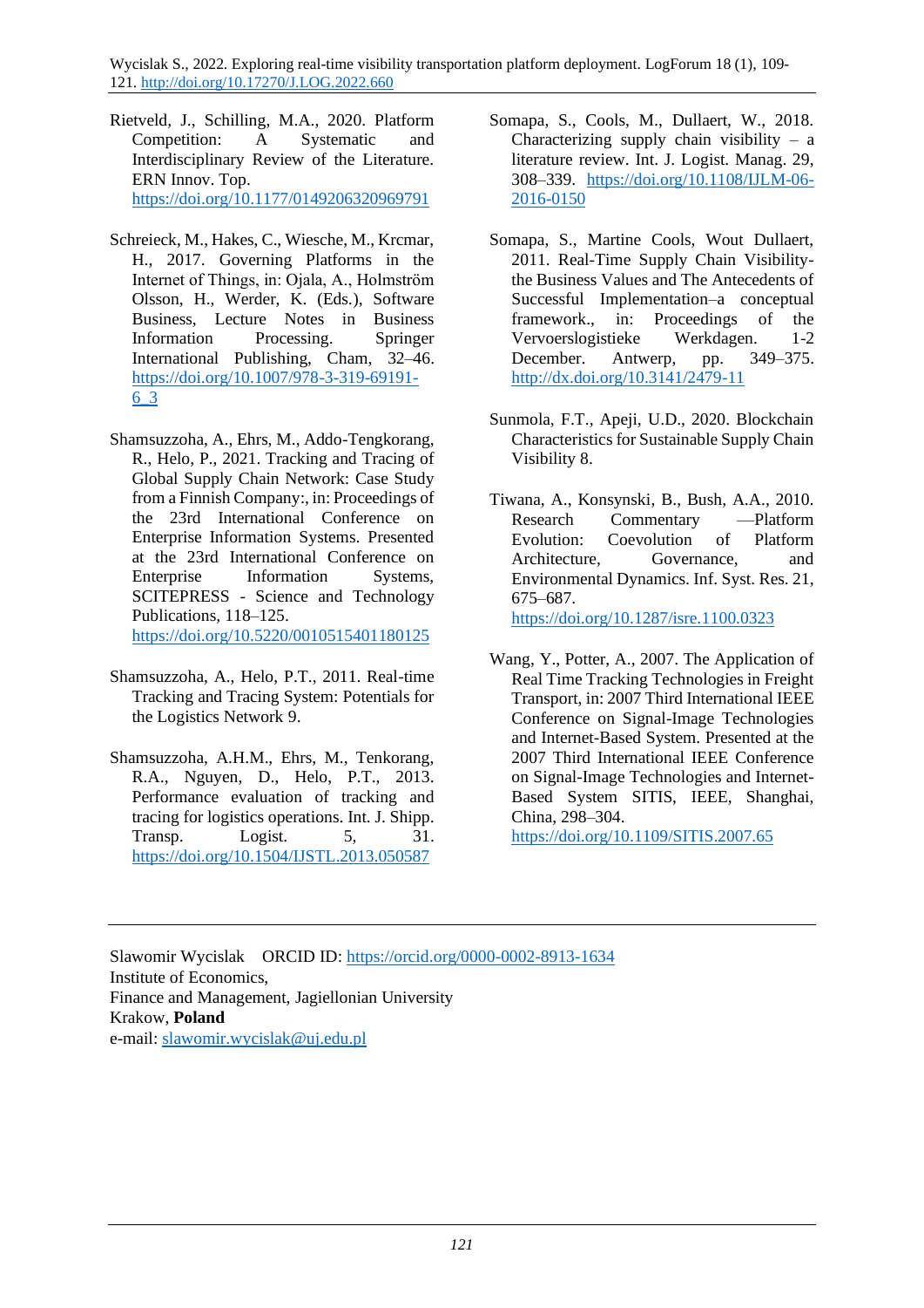Rietveld, J., Schilling, M.A., 2020. Platform Competition: A Systematic and Interdisciplinary Review of the Literature. ERN Innov. Top. https://doi.org/10.1177/0149206320969791

Schreieck, M., Hakes, C., Wiesche, M., Krcmar, H., 2017. Governing Platforms in the Internet of Things, in: Ojala, A., Holmström Olsson, H., Werder, K. (Eds.), Software Business, Lecture Notes in Business Information Processing. Springer International Publishing, Cham, 32–46. https://doi.org/10.1007/978-3-319-69191-6_3

Shamsuzzoha, A., Ehrs, M., Addo-Tengkorang, R., Helo, P., 2021. Tracking and Tracing of Global Supply Chain Network: Case Study from a Finnish Company:, in: Proceedings of the 23rd International Conference on Enterprise Information Systems. Presented at the 23rd International Conference on Enterprise Information Systems, SCITEPRESS - Science and Technology Publications, 118–125. https://doi.org/10.5220/0010515401180125

Shamsuzzoha, A., Helo, P.T., 2011. Real-time Tracking and Tracing System: Potentials for the Logistics Network 9.

Shamsuzzoha, A.H.M., Ehrs, M., Tenkorang, R.A., Nguyen, D., Helo, P.T., 2013. Performance evaluation of tracking and tracing for logistics operations. Int. J. Shipp. Transp. Logist. 5, 31. https://doi.org/10.1504/IJSTL.2013.050587

Somapa, S., Cools, M., Dullaert, W., 2018. Characterizing supply chain visibility – a literature review. Int. J. Logist. Manag. 29, 308–339. https://doi.org/10.1108/IJLM-06-2016-0150

Somapa, S., Martine Cools, Wout Dullaert, 2011. Real-Time Supply Chain Visibility-the Business Values and The Antecedents of Successful Implementation–a conceptual framework., in: Proceedings of the Vervoerslogistieke Werkdagen. 1-2 December. Antwerp, pp. 349–375. http://dx.doi.org/10.3141/2479-11

Sunmola, F.T., Apeji, U.D., 2020. Blockchain Characteristics for Sustainable Supply Chain Visibility 8.

Tiwana, A., Konsynski, B., Bush, A.A., 2010. Research Commentary —Platform Evolution: Coevolution of Platform Architecture, Governance, and Environmental Dynamics. Inf. Syst. Res. 21, 675–687. https://doi.org/10.1287/isre.1100.0323

Wang, Y., Potter, A., 2007. The Application of Real Time Tracking Technologies in Freight Transport, in: 2007 Third International IEEE Conference on Signal-Image Technologies and Internet-Based System. Presented at the 2007 Third International IEEE Conference on Signal-Image Technologies and Internet-Based System SITIS, IEEE, Shanghai, China, 298–304. https://doi.org/10.1109/SITIS.2007.65

---

Slawomir Wycislak ORCID ID: https://orcid.org/0000-0002-8913-1634
Institute of Economics,
Finance and Management, Jagiellonian University
Krakow, **Poland**
e-mail: slawomir.wycislak@uj.edu.pl